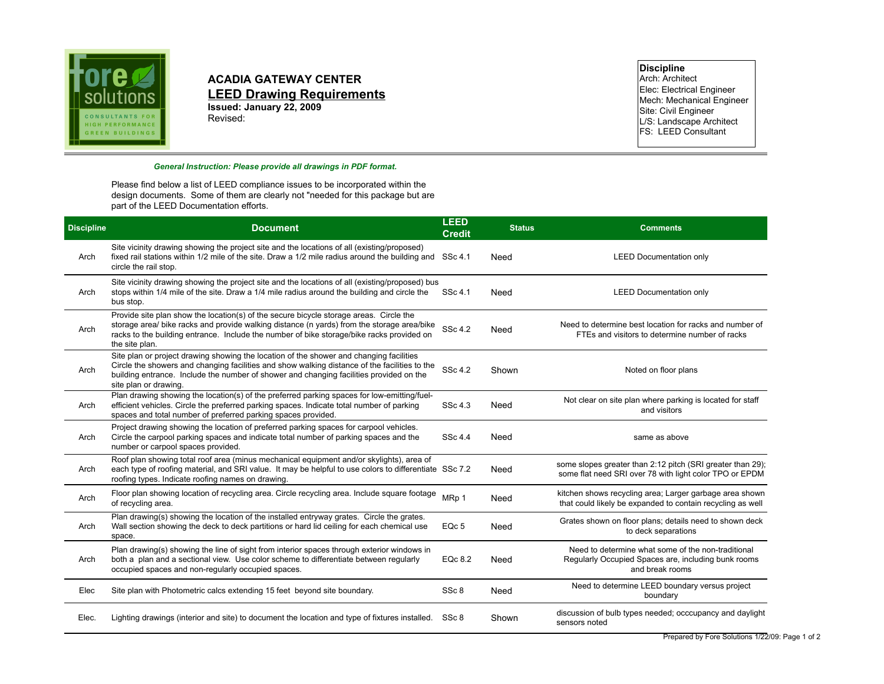fore solutions
CONSULTANTS FOR HIGH PERFORMANCE GREEN BUILDINGS

# ACADIA GATEWAY CENTER

## LEED Drawing Requirements

**Issued: January 22, 2009**

Revised:

**Discipline**
Arch: Architect
Elec: Electrical Engineer
Mech: Mechanical Engineer
Site: Civil Engineer
L/S: Landscape Architect
FS: LEED Consultant

***General Instruction: Please provide all drawings in PDF format.***

Please find below a list of LEED compliance issues to be incorporated within the design documents. Some of them are clearly not "needed for this package but are part of the LEED Documentation efforts.

| Discipline | Document | LEED Credit | Status | Comments |
|---|---|---|---|---|
| Arch | Site vicinity drawing showing the project site and the locations of all (existing/proposed) fixed rail stations within 1/2 mile of the site. Draw a 1/2 mile radius around the building and circle the rail stop. | SSc 4.1 | Need | LEED Documentation only |
| Arch | Site vicinity drawing showing the project site and the locations of all (existing/proposed) bus stops within 1/4 mile of the site. Draw a 1/4 mile radius around the building and circle the bus stop. | SSc 4.1 | Need | LEED Documentation only |
| Arch | Provide site plan show the location(s) of the secure bicycle storage areas. Circle the storage area/ bike racks and provide walking distance (n yards) from the storage area/bike racks to the building entrance. Include the number of bike storage/bike racks provided on the site plan. | SSc 4.2 | Need | Need to determine best location for racks and number of FTEs and visitors to determine number of racks |
| Arch | Site plan or project drawing showing the location of the shower and changing facilities Circle the showers and changing facilities and show walking distance of the facilities to the building entrance. Include the number of shower and changing facilities provided on the site plan or drawing. | SSc 4.2 | Shown | Noted on floor plans |
| Arch | Plan drawing showing the location(s) of the preferred parking spaces for low-emitting/fuel-efficient vehicles. Circle the preferred parking spaces. Indicate total number of parking spaces and total number of preferred parking spaces provided. | SSc 4.3 | Need | Not clear on site plan where parking is located for staff and visitors |
| Arch | Project drawing showing the location of preferred parking spaces for carpool vehicles. Circle the carpool parking spaces and indicate total number of parking spaces and the number or carpool spaces provided. | SSc 4.4 | Need | same as above |
| Arch | Roof plan showing total roof area (minus mechanical equipment and/or skylights), area of each type of roofing material, and SRI value. It may be helpful to use colors to differentiate roofing types. Indicate roofing names on drawing. | SSc 7.2 | Need | some slopes greater than 2:12 pitch (SRI greater than 29); some flat need SRI over 78 with light color TPO or EPDM |
| Arch | Floor plan showing location of recycling area. Circle recycling area. Include square footage of recycling area. | MRp 1 | Need | kitchen shows recycling area; Larger garbage area shown that could likely be expanded to contain recycling as well |
| Arch | Plan drawing(s) showing the location of the installed entryway grates. Circle the grates. Wall section showing the deck to deck partitions or hard lid ceiling for each chemical use space. | EQc 5 | Need | Grates shown on floor plans; details need to shown deck to deck separations |
| Arch | Plan drawing(s) showing the line of sight from interior spaces through exterior windows in both a plan and a sectional view. Use color scheme to differentiate between regularly occupied spaces and non-regularly occupied spaces. | EQc 8.2 | Need | Need to determine what some of the non-traditional Regularly Occupied Spaces are, including bunk rooms and break rooms |
| Elec | Site plan with Photometric calcs extending 15 feet beyond site boundary. | SSc 8 | Need | Need to determine LEED boundary versus project boundary |
| Elec. | Lighting drawings (interior and site) to document the location and type of fixtures installed. | SSc 8 | Shown | discussion of bulb types needed; occcupancy and daylight sensors noted |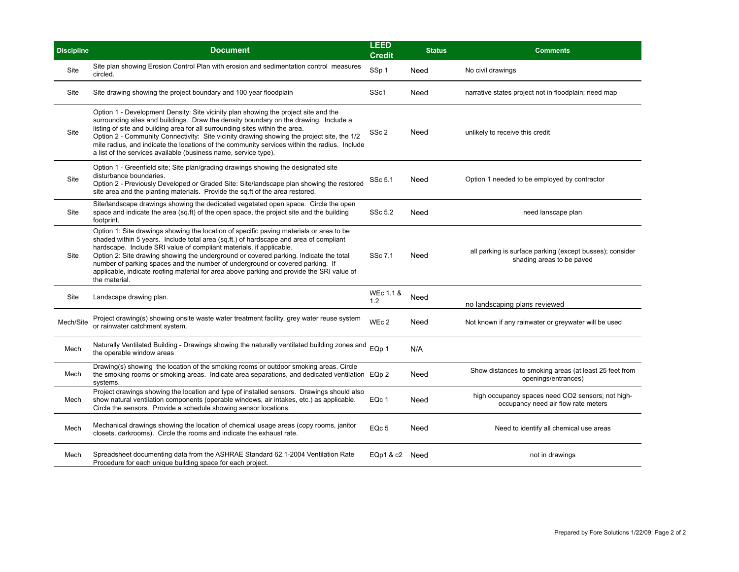| Discipline | Document | LEED Credit | Status | Comments |
|---|---|---|---|---|
| Site | Site plan showing Erosion Control Plan with erosion and sedimentation control measures circled. | SSp 1 | Need | No civil drawings |
| Site | Site drawing showing the project boundary and 100 year floodplain | SSc1 | Need | narrative states project not in floodplain; need map |
| Site | Option 1 - Development Density: Site vicinity plan showing the project site and the surrounding sites and buildings. Draw the density boundary on the drawing. Include a listing of site and building area for all surrounding sites within the area. Option 2 - Community Connectivity: Site vicinity drawing showing the project site, the 1/2 mile radius, and indicate the locations of the community services within the radius. Include a list of the services available (business name, service type). | SSc 2 | Need | unlikely to receive this credit |
| Site | Option 1 - Greenfield site; Site plan/grading drawings showing the designated site disturbance boundaries. Option 2 - Previously Developed or Graded Site: Site/landscape plan showing the restored site area and the planting materials. Provide the sq.ft of the area restored. | SSc 5.1 | Need | Option 1 needed to be employed by contractor |
| Site | Site/landscape drawings showing the dedicated vegetated open space. Circle the open space and indicate the area (sq.ft) of the open space, the project site and the building footprint. | SSc 5.2 | Need | need lanscape plan |
| Site | Option 1: Site drawings showing the location of specific paving materials or area to be shaded within 5 years. Include total area (sq.ft.) of hardscape and area of compliant hardscape. Include SRI value of compliant materials, if applicable. Option 2: Site drawing showing the underground or covered parking. Indicate the total number of parking spaces and the number of underground or covered parking. If applicable, indicate roofing material for area above parking and provide the SRI value of the material. | SSc 7.1 | Need | all parking is surface parking (except busses); consider shading areas to be paved |
| Site | Landscape drawing plan. | WEc 1.1 & 1.2 | Need | no landscaping plans reviewed |
| Mech/Site | Project drawing(s) showing onsite waste water treatment facility, grey water reuse system or rainwater catchment system. | WEc 2 | Need | Not known if any rainwater or greywater will be used |
| Mech | Naturally Ventilated Building - Drawings showing the naturally ventilated building zones and the operable window areas | EQp 1 | N/A | |
| Mech | Drawing(s) showing the location of the smoking rooms or outdoor smoking areas. Circle the smoking rooms or smoking areas. Indicate area separations, and dedicated ventilation systems. | EQp 2 | Need | Show distances to smoking areas (at least 25 feet from openings/entrances) |
| Mech | Project drawings showing the location and type of installed sensors. Drawings should also show natural ventilation components (operable windows, air intakes, etc.) as applicable. Circle the sensors. Provide a schedule showing sensor locations. | EQc 1 | Need | high occupancy spaces need $CO_2$ sensors; not high-occupancy need air flow rate meters |
| Mech | Mechanical drawings showing the location of chemical usage areas (copy rooms, janitor closets, darkrooms). Circle the rooms and indicate the exhaust rate. | EQc 5 | Need | Need to identify all chemical use areas |
| Mech | Spreadsheet documenting data from the ASHRAE Standard 62.1-2004 Ventilation Rate Procedure for each unique building space for each project. | EQp1 & c2 | Need | not in drawings |

Prepared by Fore Solutions 1/22/09